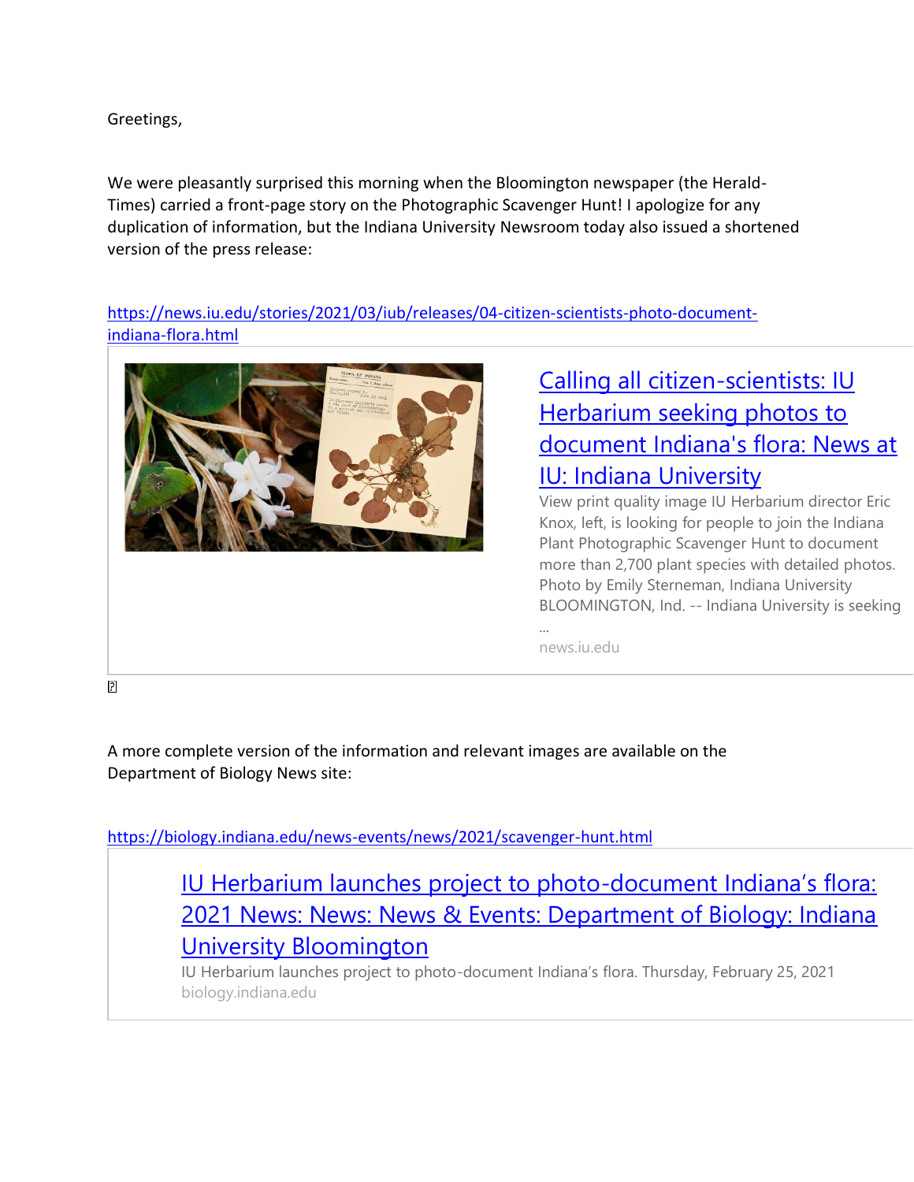Greetings,

We were pleasantly surprised this morning when the Bloomington newspaper (the Herald-Times) carried a front-page story on the Photographic Scavenger Hunt! I apologize for any duplication of information, but the Indiana University Newsroom today also issued a shortened version of the press release:

[https://news.iu.edu/stories/2021/03/iub/releases/04-citizen-scientists-photo-document-indiana-flora.html](https://news.iu.edu/stories/2021/03/iub/releases/04-citizen-scientists-photo-document-indiana-flora.html)

[Calling all citizen-scientists: IU Herbarium seeking photos to document Indiana's flora: News at IU: Indiana University](https://news.iu.edu/stories/2021/03/iub/releases/04-citizen-scientists-photo-document-indiana-flora.html)

View print quality image IU Herbarium director Eric Knox, left, is looking for people to join the Indiana Plant Photographic Scavenger Hunt to document more than 2,700 plant species with detailed photos. Photo by Emily Sterneman, Indiana University BLOOMINGTON, Ind. -- Indiana University is seeking ...

news.iu.edu

A more complete version of the information and relevant images are available on the Department of Biology News site:

[https://biology.indiana.edu/news-events/news/2021/scavenger-hunt.html](https://biology.indiana.edu/news-events/news/2021/scavenger-hunt.html)

[IU Herbarium launches project to photo-document Indiana's flora: 2021 News: News: News & Events: Department of Biology: Indiana University Bloomington](https://biology.indiana.edu/news-events/news/2021/scavenger-hunt.html)

IU Herbarium launches project to photo-document Indiana's flora. Thursday, February 25, 2021

biology.indiana.edu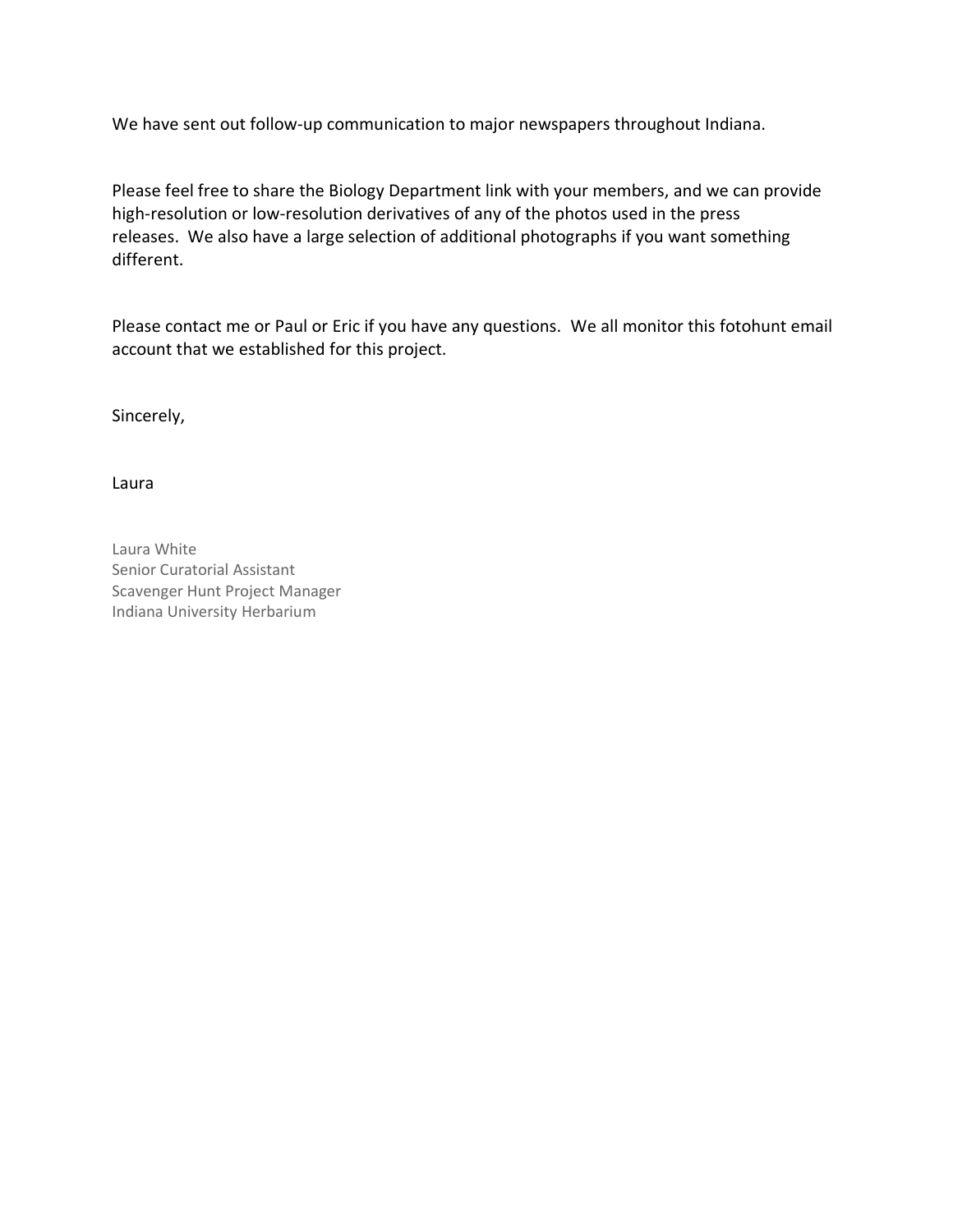We have sent out follow-up communication to major newspapers throughout Indiana.

Please feel free to share the Biology Department link with your members, and we can provide high-resolution or low-resolution derivatives of any of the photos used in the press releases.  We also have a large selection of additional photographs if you want something different.

Please contact me or Paul or Eric if you have any questions.  We all monitor this fotohunt email account that we established for this project.

Sincerely,

Laura

Laura White  
Senior Curatorial Assistant  
Scavenger Hunt Project Manager  
Indiana University Herbarium